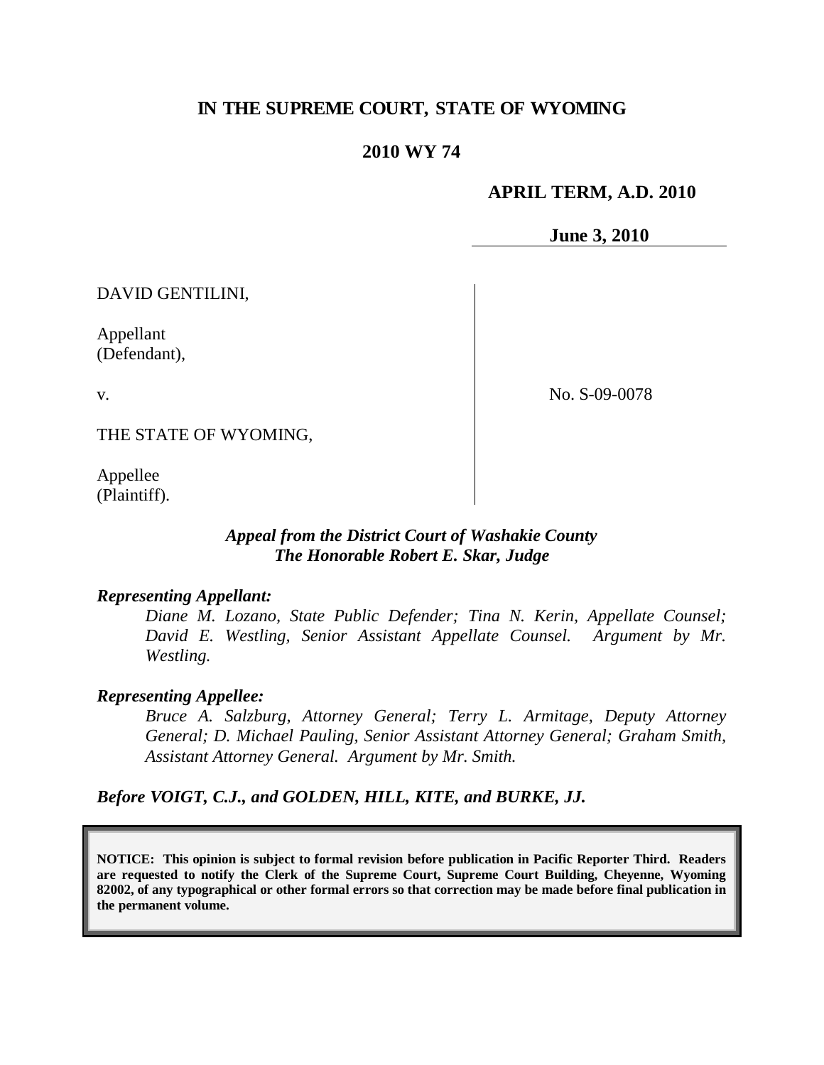# IN THE SUPREME COURT, STATE OF WYOMING

## 2010 WY 74

**APRIL TERM, A.D. 2010**

**June 3, 2010**

DAVID GENTILINI,

Appellant
(Defendant),

v.

THE STATE OF WYOMING,

Appellee
(Plaintiff).

No. S-09-0078

***Appeal from the District Court of Washakie County***
***The Honorable Robert E. Skar, Judge***

***Representing Appellant:***

*Diane M. Lozano, State Public Defender; Tina N. Kerin, Appellate Counsel; David E. Westling, Senior Assistant Appellate Counsel. Argument by Mr. Westling.*

***Representing Appellee:***

*Bruce A. Salzburg, Attorney General; Terry L. Armitage, Deputy Attorney General; D. Michael Pauling, Senior Assistant Attorney General; Graham Smith, Assistant Attorney General. Argument by Mr. Smith.*

***Before VOIGT, C.J., and GOLDEN, HILL, KITE, and BURKE, JJ.***

**NOTICE: This opinion is subject to formal revision before publication in Pacific Reporter Third. Readers are requested to notify the Clerk of the Supreme Court, Supreme Court Building, Cheyenne, Wyoming 82002, of any typographical or other formal errors so that correction may be made before final publication in the permanent volume.**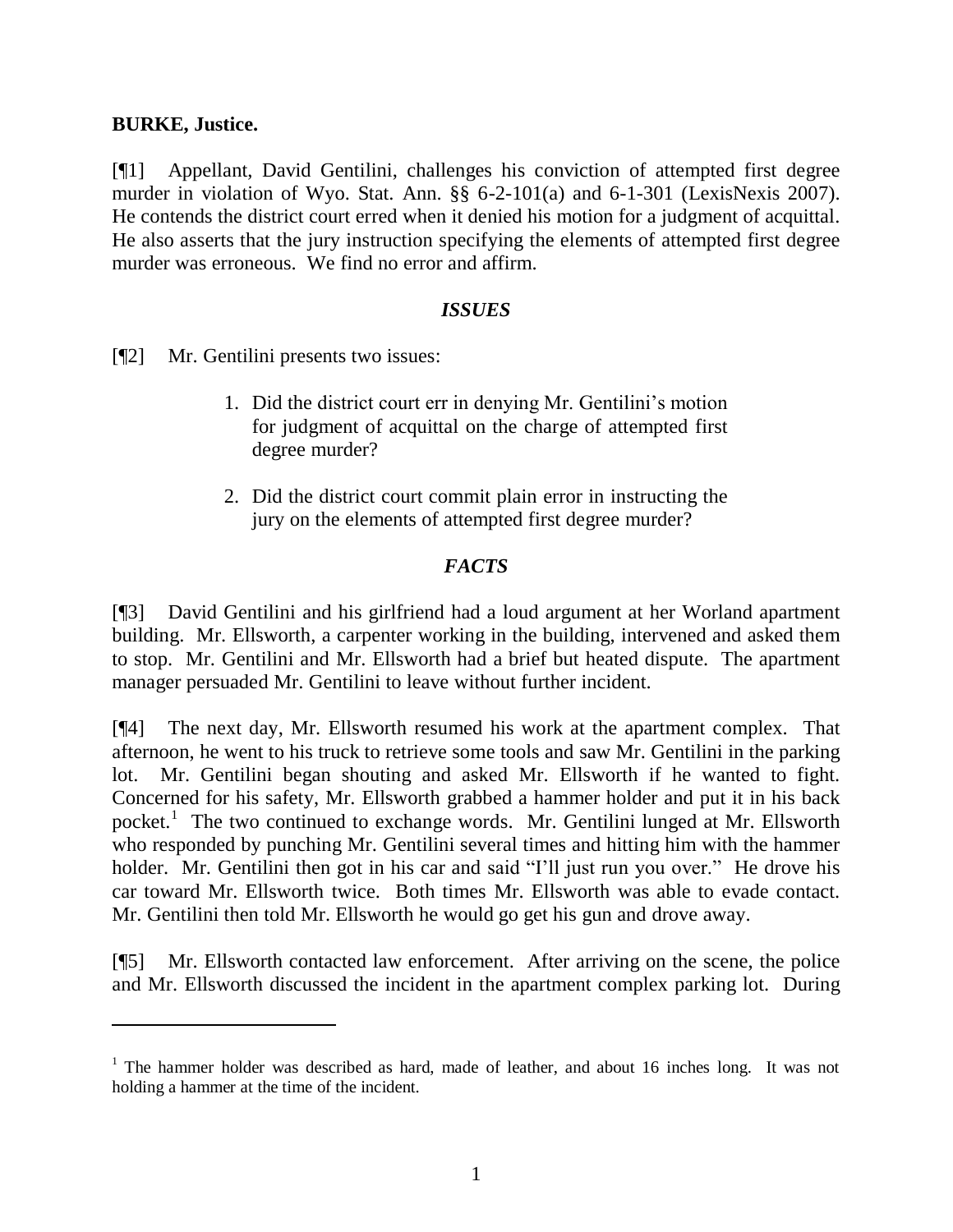**BURKE, Justice.**

[¶1] Appellant, David Gentilini, challenges his conviction of attempted first degree murder in violation of Wyo. Stat. Ann. §§ 6-2-101(a) and 6-1-301 (LexisNexis 2007). He contends the district court erred when it denied his motion for a judgment of acquittal. He also asserts that the jury instruction specifying the elements of attempted first degree murder was erroneous. We find no error and affirm.

### *ISSUES*

[¶2] Mr. Gentilini presents two issues:

> 1. Did the district court err in denying Mr. Gentilini's motion for judgment of acquittal on the charge of attempted first degree murder?
>
> 2. Did the district court commit plain error in instructing the jury on the elements of attempted first degree murder?

### *FACTS*

[¶3] David Gentilini and his girlfriend had a loud argument at her Worland apartment building. Mr. Ellsworth, a carpenter working in the building, intervened and asked them to stop. Mr. Gentilini and Mr. Ellsworth had a brief but heated dispute. The apartment manager persuaded Mr. Gentilini to leave without further incident.

[¶4] The next day, Mr. Ellsworth resumed his work at the apartment complex. That afternoon, he went to his truck to retrieve some tools and saw Mr. Gentilini in the parking lot. Mr. Gentilini began shouting and asked Mr. Ellsworth if he wanted to fight. Concerned for his safety, Mr. Ellsworth grabbed a hammer holder and put it in his back pocket.[1] The two continued to exchange words. Mr. Gentilini lunged at Mr. Ellsworth who responded by punching Mr. Gentilini several times and hitting him with the hammer holder. Mr. Gentilini then got in his car and said "I'll just run you over." He drove his car toward Mr. Ellsworth twice. Both times Mr. Ellsworth was able to evade contact. Mr. Gentilini then told Mr. Ellsworth he would go get his gun and drove away.

[¶5] Mr. Ellsworth contacted law enforcement. After arriving on the scene, the police and Mr. Ellsworth discussed the incident in the apartment complex parking lot. During

---

[1] The hammer holder was described as hard, made of leather, and about 16 inches long. It was not holding a hammer at the time of the incident.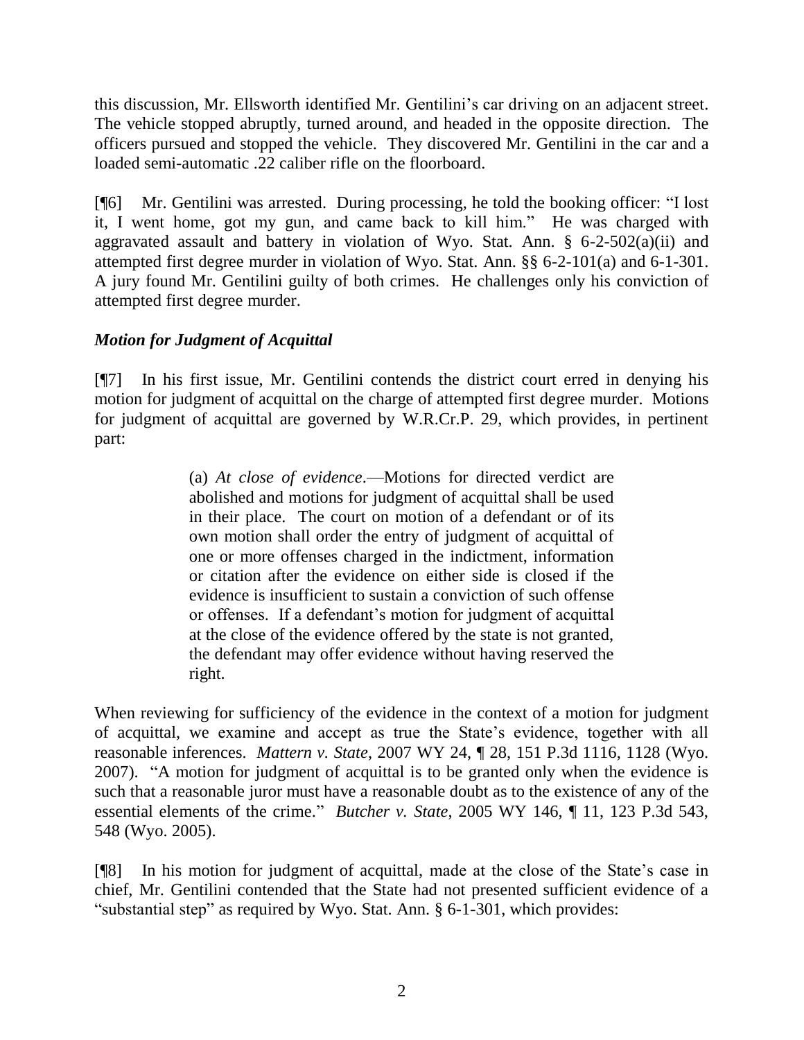this discussion, Mr. Ellsworth identified Mr. Gentilini's car driving on an adjacent street. The vehicle stopped abruptly, turned around, and headed in the opposite direction. The officers pursued and stopped the vehicle. They discovered Mr. Gentilini in the car and a loaded semi-automatic .22 caliber rifle on the floorboard.

[¶6] Mr. Gentilini was arrested. During processing, he told the booking officer: "I lost it, I went home, got my gun, and came back to kill him." He was charged with aggravated assault and battery in violation of Wyo. Stat. Ann. § 6-2-502(a)(ii) and attempted first degree murder in violation of Wyo. Stat. Ann. §§ 6-2-101(a) and 6-1-301. A jury found Mr. Gentilini guilty of both crimes. He challenges only his conviction of attempted first degree murder.

### *Motion for Judgment of Acquittal*

[¶7] In his first issue, Mr. Gentilini contends the district court erred in denying his motion for judgment of acquittal on the charge of attempted first degree murder. Motions for judgment of acquittal are governed by W.R.Cr.P. 29, which provides, in pertinent part:

> (a) *At close of evidence*.—Motions for directed verdict are abolished and motions for judgment of acquittal shall be used in their place. The court on motion of a defendant or of its own motion shall order the entry of judgment of acquittal of one or more offenses charged in the indictment, information or citation after the evidence on either side is closed if the evidence is insufficient to sustain a conviction of such offense or offenses. If a defendant's motion for judgment of acquittal at the close of the evidence offered by the state is not granted, the defendant may offer evidence without having reserved the right.

When reviewing for sufficiency of the evidence in the context of a motion for judgment of acquittal, we examine and accept as true the State's evidence, together with all reasonable inferences. *Mattern v. State*, 2007 WY 24, ¶ 28, 151 P.3d 1116, 1128 (Wyo. 2007). "A motion for judgment of acquittal is to be granted only when the evidence is such that a reasonable juror must have a reasonable doubt as to the existence of any of the essential elements of the crime." *Butcher v. State*, 2005 WY 146, ¶ 11, 123 P.3d 543, 548 (Wyo. 2005).

[¶8] In his motion for judgment of acquittal, made at the close of the State's case in chief, Mr. Gentilini contended that the State had not presented sufficient evidence of a "substantial step" as required by Wyo. Stat. Ann. § 6-1-301, which provides: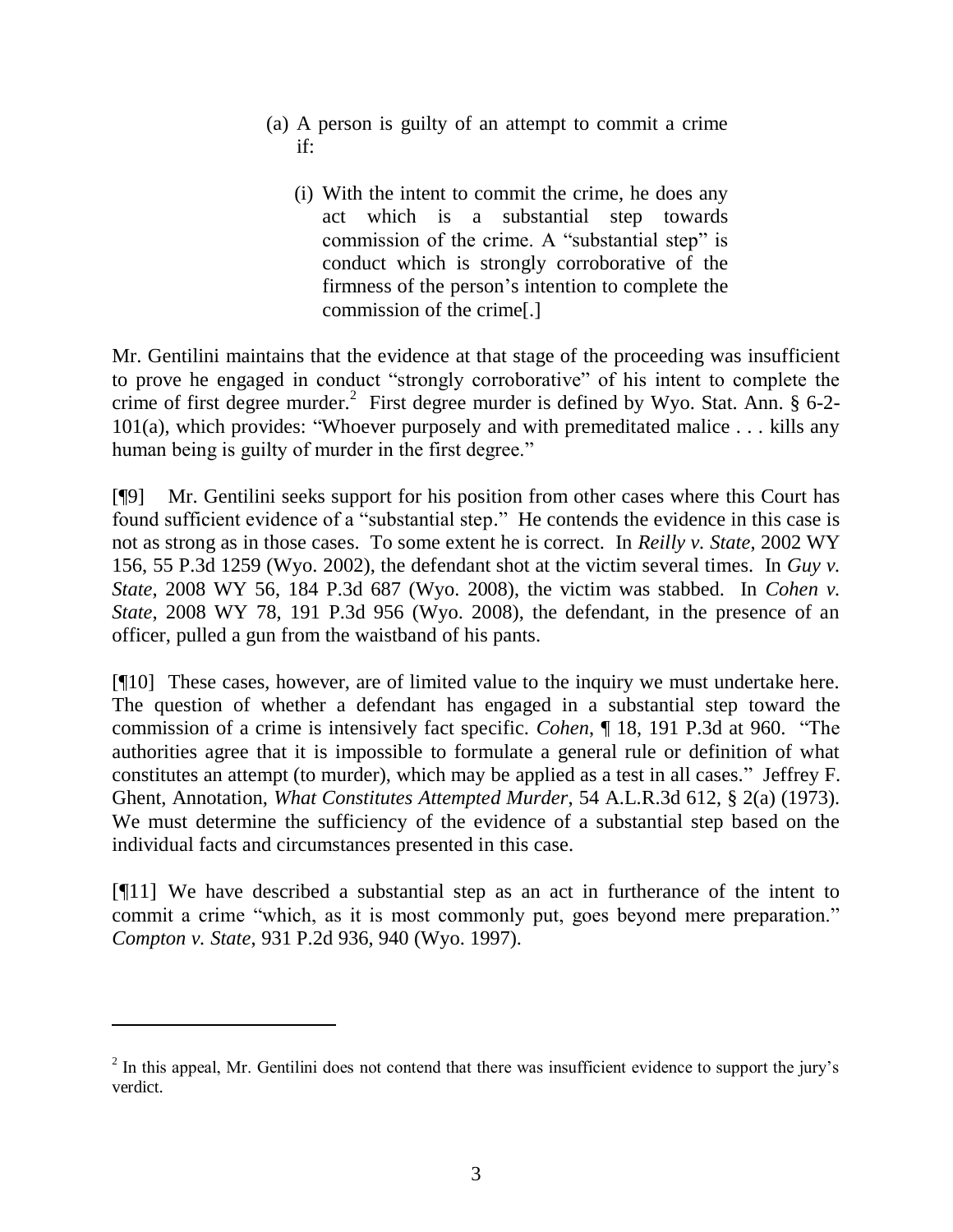> (a) A person is guilty of an attempt to commit a crime if:
>
> (i) With the intent to commit the crime, he does any act which is a substantial step towards commission of the crime. A "substantial step" is conduct which is strongly corroborative of the firmness of the person's intention to complete the commission of the crime[.]

Mr. Gentilini maintains that the evidence at that stage of the proceeding was insufficient to prove he engaged in conduct "strongly corroborative" of his intent to complete the crime of first degree murder.[2] First degree murder is defined by Wyo. Stat. Ann. § 6-2-101(a), which provides: "Whoever purposely and with premeditated malice . . . kills any human being is guilty of murder in the first degree."

[¶9] Mr. Gentilini seeks support for his position from other cases where this Court has found sufficient evidence of a "substantial step." He contends the evidence in this case is not as strong as in those cases. To some extent he is correct. In *Reilly v. State*, 2002 WY 156, 55 P.3d 1259 (Wyo. 2002), the defendant shot at the victim several times. In *Guy v. State*, 2008 WY 56, 184 P.3d 687 (Wyo. 2008), the victim was stabbed. In *Cohen v. State*, 2008 WY 78, 191 P.3d 956 (Wyo. 2008), the defendant, in the presence of an officer, pulled a gun from the waistband of his pants.

[¶10] These cases, however, are of limited value to the inquiry we must undertake here. The question of whether a defendant has engaged in a substantial step toward the commission of a crime is intensively fact specific. *Cohen*, ¶ 18, 191 P.3d at 960. "The authorities agree that it is impossible to formulate a general rule or definition of what constitutes an attempt (to murder), which may be applied as a test in all cases." Jeffrey F. Ghent, Annotation, *What Constitutes Attempted Murder*, 54 A.L.R.3d 612, § 2(a) (1973). We must determine the sufficiency of the evidence of a substantial step based on the individual facts and circumstances presented in this case.

[¶11] We have described a substantial step as an act in furtherance of the intent to commit a crime "which, as it is most commonly put, goes beyond mere preparation." *Compton v. State*, 931 P.2d 936, 940 (Wyo. 1997).

---

[2] In this appeal, Mr. Gentilini does not contend that there was insufficient evidence to support the jury's verdict.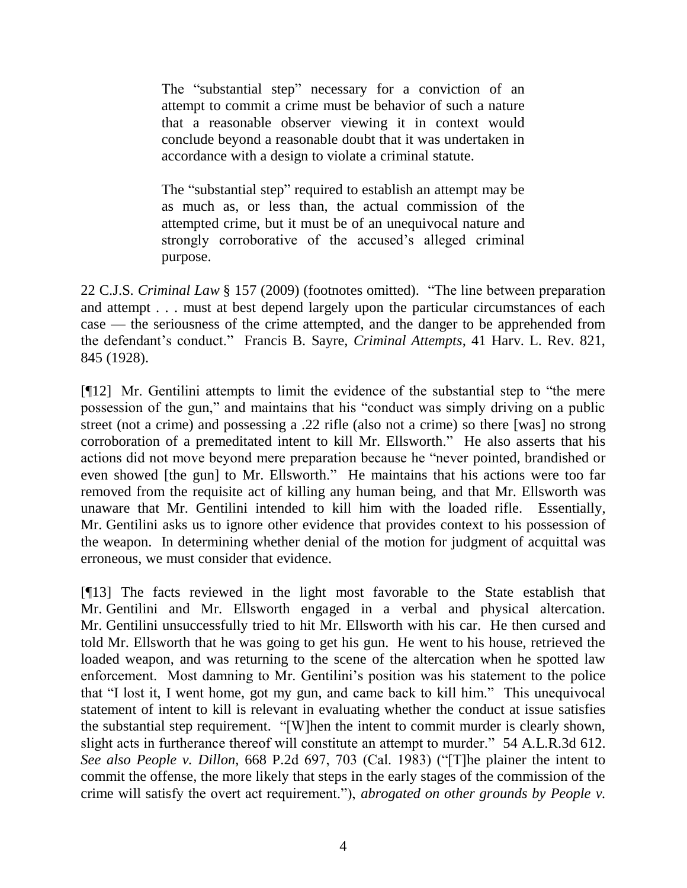> The "substantial step" necessary for a conviction of an attempt to commit a crime must be behavior of such a nature that a reasonable observer viewing it in context would conclude beyond a reasonable doubt that it was undertaken in accordance with a design to violate a criminal statute.
>
> The "substantial step" required to establish an attempt may be as much as, or less than, the actual commission of the attempted crime, but it must be of an unequivocal nature and strongly corroborative of the accused's alleged criminal purpose.

22 C.J.S. *Criminal Law* § 157 (2009) (footnotes omitted). "The line between preparation and attempt . . . must at best depend largely upon the particular circumstances of each case — the seriousness of the crime attempted, and the danger to be apprehended from the defendant's conduct." Francis B. Sayre, *Criminal Attempts*, 41 Harv. L. Rev. 821, 845 (1928).

[¶12] Mr. Gentilini attempts to limit the evidence of the substantial step to "the mere possession of the gun," and maintains that his "conduct was simply driving on a public street (not a crime) and possessing a .22 rifle (also not a crime) so there [was] no strong corroboration of a premeditated intent to kill Mr. Ellsworth." He also asserts that his actions did not move beyond mere preparation because he "never pointed, brandished or even showed [the gun] to Mr. Ellsworth." He maintains that his actions were too far removed from the requisite act of killing any human being, and that Mr. Ellsworth was unaware that Mr. Gentilini intended to kill him with the loaded rifle. Essentially, Mr. Gentilini asks us to ignore other evidence that provides context to his possession of the weapon. In determining whether denial of the motion for judgment of acquittal was erroneous, we must consider that evidence.

[¶13] The facts reviewed in the light most favorable to the State establish that Mr. Gentilini and Mr. Ellsworth engaged in a verbal and physical altercation. Mr. Gentilini unsuccessfully tried to hit Mr. Ellsworth with his car. He then cursed and told Mr. Ellsworth that he was going to get his gun. He went to his house, retrieved the loaded weapon, and was returning to the scene of the altercation when he spotted law enforcement. Most damning to Mr. Gentilini's position was his statement to the police that "I lost it, I went home, got my gun, and came back to kill him." This unequivocal statement of intent to kill is relevant in evaluating whether the conduct at issue satisfies the substantial step requirement. "[W]hen the intent to commit murder is clearly shown, slight acts in furtherance thereof will constitute an attempt to murder." 54 A.L.R.3d 612. *See also People v. Dillon*, 668 P.2d 697, 703 (Cal. 1983) ("[T]he plainer the intent to commit the offense, the more likely that steps in the early stages of the commission of the crime will satisfy the overt act requirement."), *abrogated on other grounds by People v.*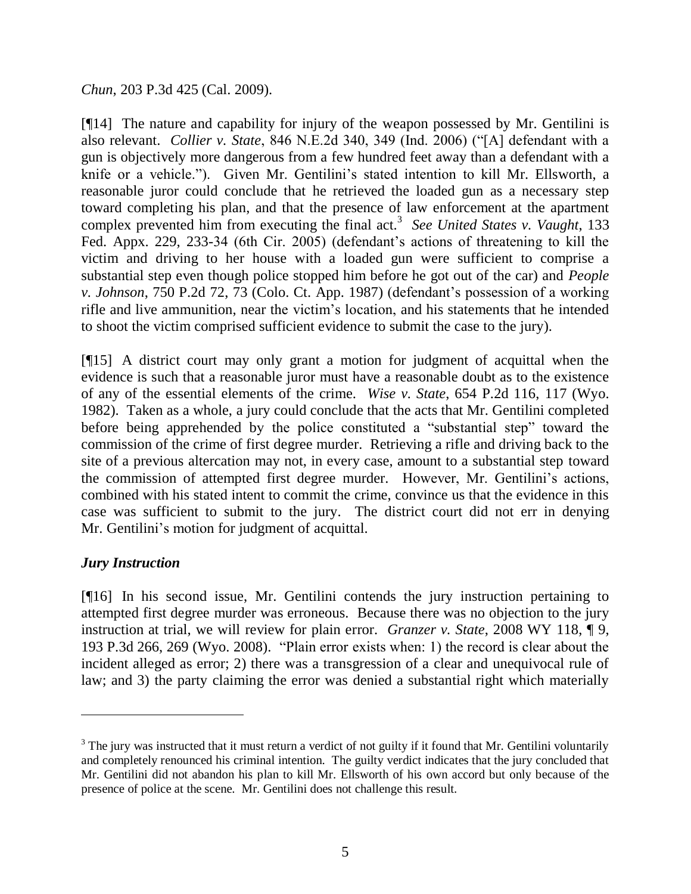*Chun*, 203 P.3d 425 (Cal. 2009).

[¶14] The nature and capability for injury of the weapon possessed by Mr. Gentilini is also relevant. *Collier v. State*, 846 N.E.2d 340, 349 (Ind. 2006) ("[A] defendant with a gun is objectively more dangerous from a few hundred feet away than a defendant with a knife or a vehicle."). Given Mr. Gentilini's stated intention to kill Mr. Ellsworth, a reasonable juror could conclude that he retrieved the loaded gun as a necessary step toward completing his plan, and that the presence of law enforcement at the apartment complex prevented him from executing the final act.[3] *See United States v. Vaught*, 133 Fed. Appx. 229, 233-34 (6th Cir. 2005) (defendant's actions of threatening to kill the victim and driving to her house with a loaded gun were sufficient to comprise a substantial step even though police stopped him before he got out of the car) and *People v. Johnson*, 750 P.2d 72, 73 (Colo. Ct. App. 1987) (defendant's possession of a working rifle and live ammunition, near the victim's location, and his statements that he intended to shoot the victim comprised sufficient evidence to submit the case to the jury).

[¶15] A district court may only grant a motion for judgment of acquittal when the evidence is such that a reasonable juror must have a reasonable doubt as to the existence of any of the essential elements of the crime. *Wise v. State*, 654 P.2d 116, 117 (Wyo. 1982). Taken as a whole, a jury could conclude that the acts that Mr. Gentilini completed before being apprehended by the police constituted a "substantial step" toward the commission of the crime of first degree murder. Retrieving a rifle and driving back to the site of a previous altercation may not, in every case, amount to a substantial step toward the commission of attempted first degree murder. However, Mr. Gentilini's actions, combined with his stated intent to commit the crime, convince us that the evidence in this case was sufficient to submit to the jury. The district court did not err in denying Mr. Gentilini's motion for judgment of acquittal.

### *Jury Instruction*

[¶16] In his second issue, Mr. Gentilini contends the jury instruction pertaining to attempted first degree murder was erroneous. Because there was no objection to the jury instruction at trial, we will review for plain error. *Granzer v. State*, 2008 WY 118, ¶ 9, 193 P.3d 266, 269 (Wyo. 2008). "Plain error exists when: 1) the record is clear about the incident alleged as error; 2) there was a transgression of a clear and unequivocal rule of law; and 3) the party claiming the error was denied a substantial right which materially

---

[3] The jury was instructed that it must return a verdict of not guilty if it found that Mr. Gentilini voluntarily and completely renounced his criminal intention. The guilty verdict indicates that the jury concluded that Mr. Gentilini did not abandon his plan to kill Mr. Ellsworth of his own accord but only because of the presence of police at the scene. Mr. Gentilini does not challenge this result.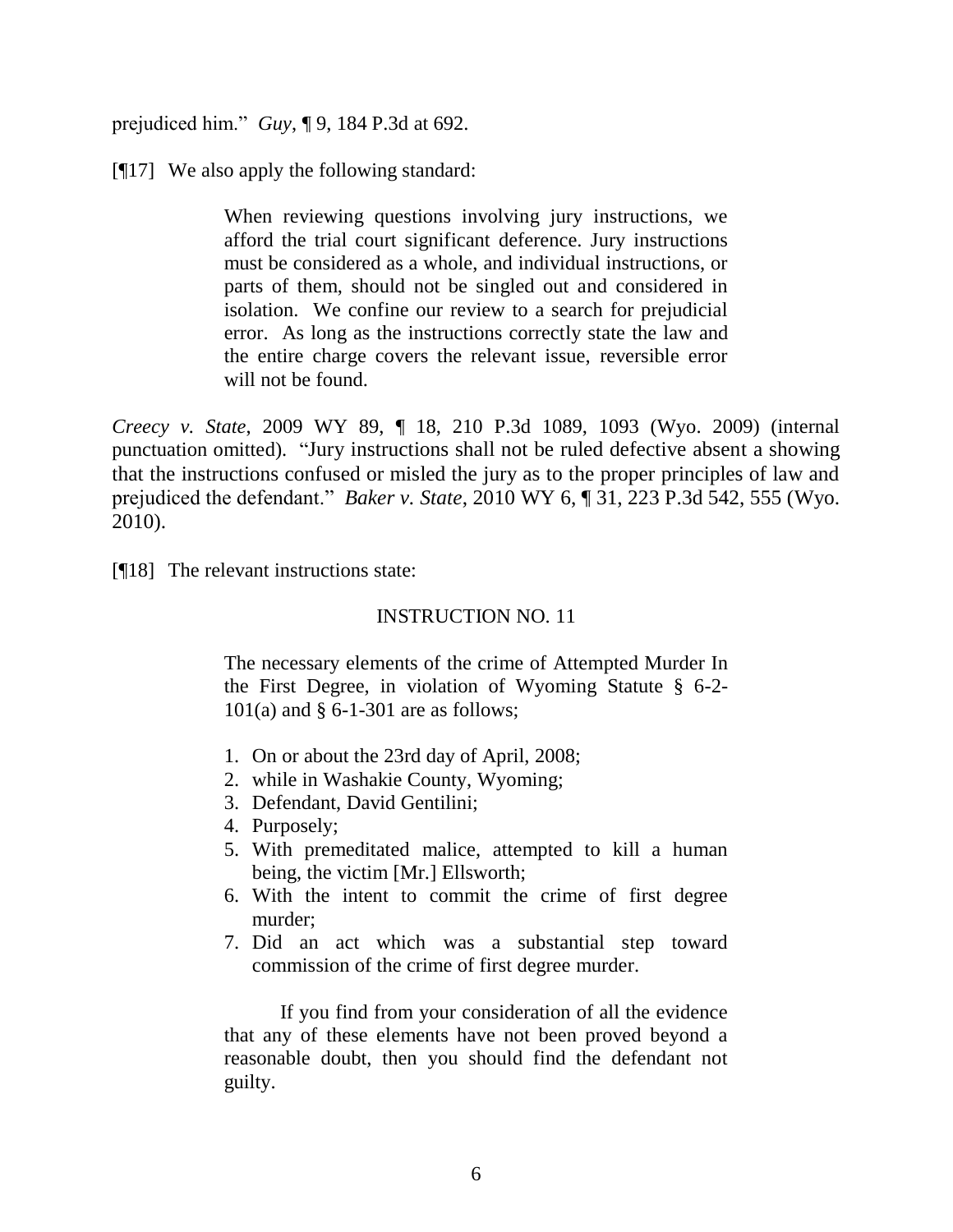prejudiced him." *Guy*, ¶ 9, 184 P.3d at 692.

[¶17] We also apply the following standard:

> When reviewing questions involving jury instructions, we afford the trial court significant deference. Jury instructions must be considered as a whole, and individual instructions, or parts of them, should not be singled out and considered in isolation. We confine our review to a search for prejudicial error. As long as the instructions correctly state the law and the entire charge covers the relevant issue, reversible error will not be found.

*Creecy v. State*, 2009 WY 89, ¶ 18, 210 P.3d 1089, 1093 (Wyo. 2009) (internal punctuation omitted). "Jury instructions shall not be ruled defective absent a showing that the instructions confused or misled the jury as to the proper principles of law and prejudiced the defendant." *Baker v. State*, 2010 WY 6, ¶ 31, 223 P.3d 542, 555 (Wyo. 2010).

[¶18] The relevant instructions state:

> INSTRUCTION NO. 11
>
> The necessary elements of the crime of Attempted Murder In the First Degree, in violation of Wyoming Statute § 6-2-101(a) and § 6-1-301 are as follows;
>
> 1. On or about the 23rd day of April, 2008;
> 2. while in Washakie County, Wyoming;
> 3. Defendant, David Gentilini;
> 4. Purposely;
> 5. With premeditated malice, attempted to kill a human being, the victim [Mr.] Ellsworth;
> 6. With the intent to commit the crime of first degree murder;
> 7. Did an act which was a substantial step toward commission of the crime of first degree murder.
>
> If you find from your consideration of all the evidence that any of these elements have not been proved beyond a reasonable doubt, then you should find the defendant not guilty.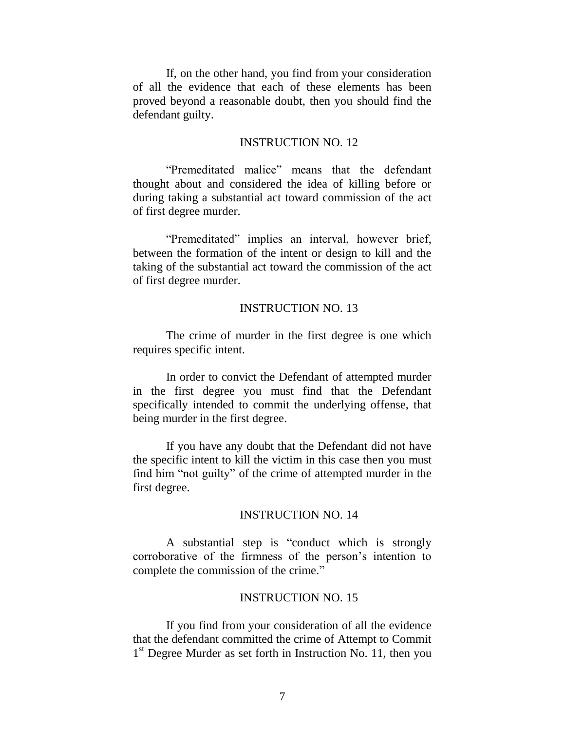If, on the other hand, you find from your consideration of all the evidence that each of these elements has been proved beyond a reasonable doubt, then you should find the defendant guilty.

INSTRUCTION NO. 12

"Premeditated malice" means that the defendant thought about and considered the idea of killing before or during taking a substantial act toward commission of the act of first degree murder.

"Premeditated" implies an interval, however brief, between the formation of the intent or design to kill and the taking of the substantial act toward the commission of the act of first degree murder.

INSTRUCTION NO. 13

The crime of murder in the first degree is one which requires specific intent.

In order to convict the Defendant of attempted murder in the first degree you must find that the Defendant specifically intended to commit the underlying offense, that being murder in the first degree.

If you have any doubt that the Defendant did not have the specific intent to kill the victim in this case then you must find him "not guilty" of the crime of attempted murder in the first degree.

INSTRUCTION NO. 14

A substantial step is "conduct which is strongly corroborative of the firmness of the person's intention to complete the commission of the crime."

INSTRUCTION NO. 15

If you find from your consideration of all the evidence that the defendant committed the crime of Attempt to Commit 1st Degree Murder as set forth in Instruction No. 11, then you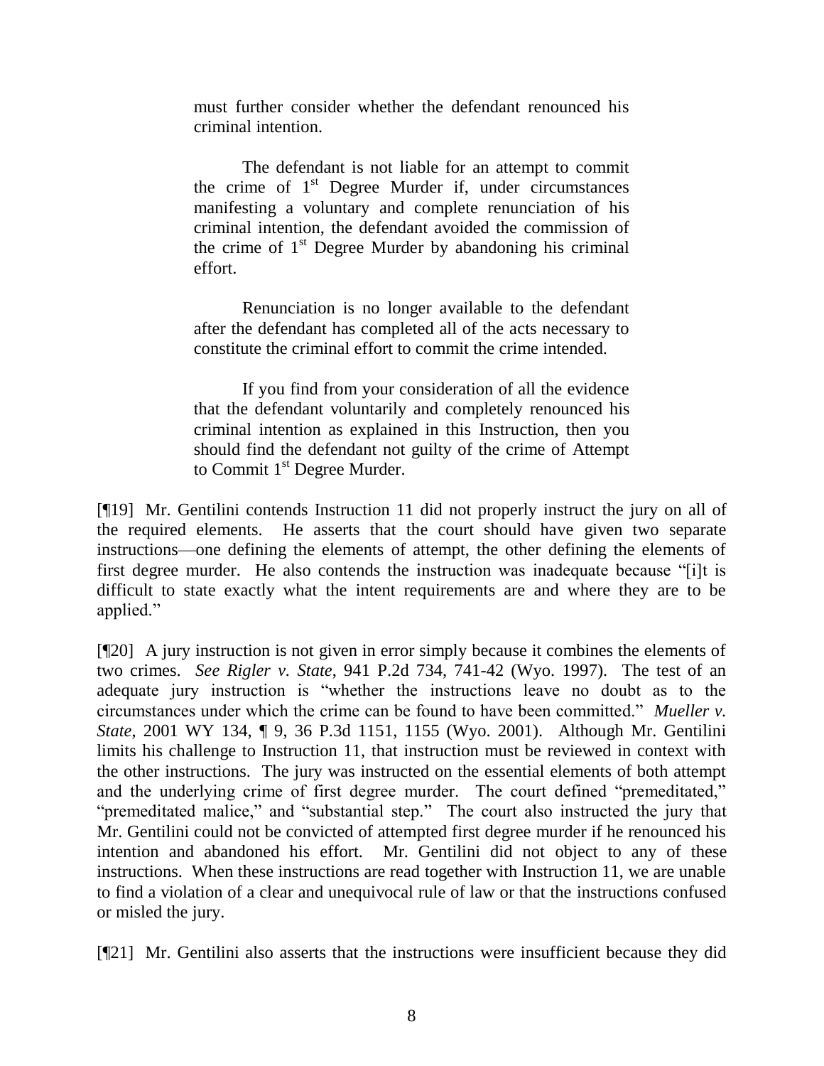> must further consider whether the defendant renounced his criminal intention.
>
> The defendant is not liable for an attempt to commit the crime of 1st Degree Murder if, under circumstances manifesting a voluntary and complete renunciation of his criminal intention, the defendant avoided the commission of the crime of 1st Degree Murder by abandoning his criminal effort.
>
> Renunciation is no longer available to the defendant after the defendant has completed all of the acts necessary to constitute the criminal effort to commit the crime intended.
>
> If you find from your consideration of all the evidence that the defendant voluntarily and completely renounced his criminal intention as explained in this Instruction, then you should find the defendant not guilty of the crime of Attempt to Commit 1st Degree Murder.

[¶19] Mr. Gentilini contends Instruction 11 did not properly instruct the jury on all of the required elements. He asserts that the court should have given two separate instructions—one defining the elements of attempt, the other defining the elements of first degree murder. He also contends the instruction was inadequate because "[i]t is difficult to state exactly what the intent requirements are and where they are to be applied."

[¶20] A jury instruction is not given in error simply because it combines the elements of two crimes. *See Rigler v. State*, 941 P.2d 734, 741-42 (Wyo. 1997). The test of an adequate jury instruction is "whether the instructions leave no doubt as to the circumstances under which the crime can be found to have been committed." *Mueller v. State*, 2001 WY 134, ¶ 9, 36 P.3d 1151, 1155 (Wyo. 2001). Although Mr. Gentilini limits his challenge to Instruction 11, that instruction must be reviewed in context with the other instructions. The jury was instructed on the essential elements of both attempt and the underlying crime of first degree murder. The court defined "premeditated," "premeditated malice," and "substantial step." The court also instructed the jury that Mr. Gentilini could not be convicted of attempted first degree murder if he renounced his intention and abandoned his effort. Mr. Gentilini did not object to any of these instructions. When these instructions are read together with Instruction 11, we are unable to find a violation of a clear and unequivocal rule of law or that the instructions confused or misled the jury.

[¶21] Mr. Gentilini also asserts that the instructions were insufficient because they did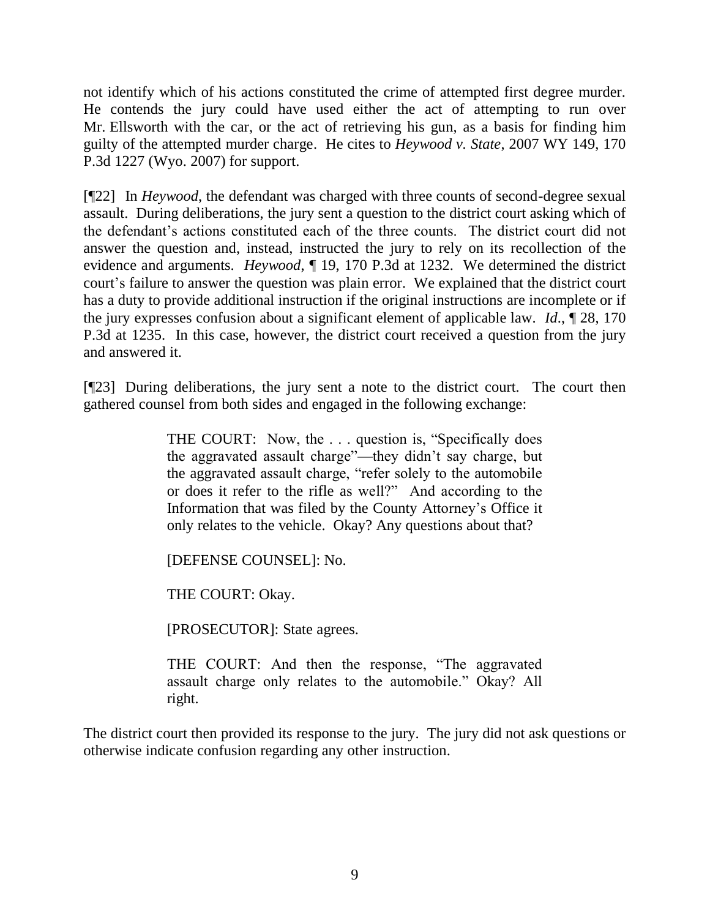not identify which of his actions constituted the crime of attempted first degree murder. He contends the jury could have used either the act of attempting to run over Mr. Ellsworth with the car, or the act of retrieving his gun, as a basis for finding him guilty of the attempted murder charge. He cites to *Heywood v. State*, 2007 WY 149, 170 P.3d 1227 (Wyo. 2007) for support.

[¶22] In *Heywood*, the defendant was charged with three counts of second-degree sexual assault. During deliberations, the jury sent a question to the district court asking which of the defendant's actions constituted each of the three counts. The district court did not answer the question and, instead, instructed the jury to rely on its recollection of the evidence and arguments. *Heywood*, ¶ 19, 170 P.3d at 1232. We determined the district court's failure to answer the question was plain error. We explained that the district court has a duty to provide additional instruction if the original instructions are incomplete or if the jury expresses confusion about a significant element of applicable law. *Id.*, ¶ 28, 170 P.3d at 1235. In this case, however, the district court received a question from the jury and answered it.

[¶23] During deliberations, the jury sent a note to the district court. The court then gathered counsel from both sides and engaged in the following exchange:

> THE COURT: Now, the . . . question is, "Specifically does the aggravated assault charge"—they didn't say charge, but the aggravated assault charge, "refer solely to the automobile or does it refer to the rifle as well?" And according to the Information that was filed by the County Attorney's Office it only relates to the vehicle. Okay? Any questions about that?
>
> [DEFENSE COUNSEL]: No.
>
> THE COURT: Okay.
>
> [PROSECUTOR]: State agrees.
>
> THE COURT: And then the response, "The aggravated assault charge only relates to the automobile." Okay? All right.

The district court then provided its response to the jury. The jury did not ask questions or otherwise indicate confusion regarding any other instruction.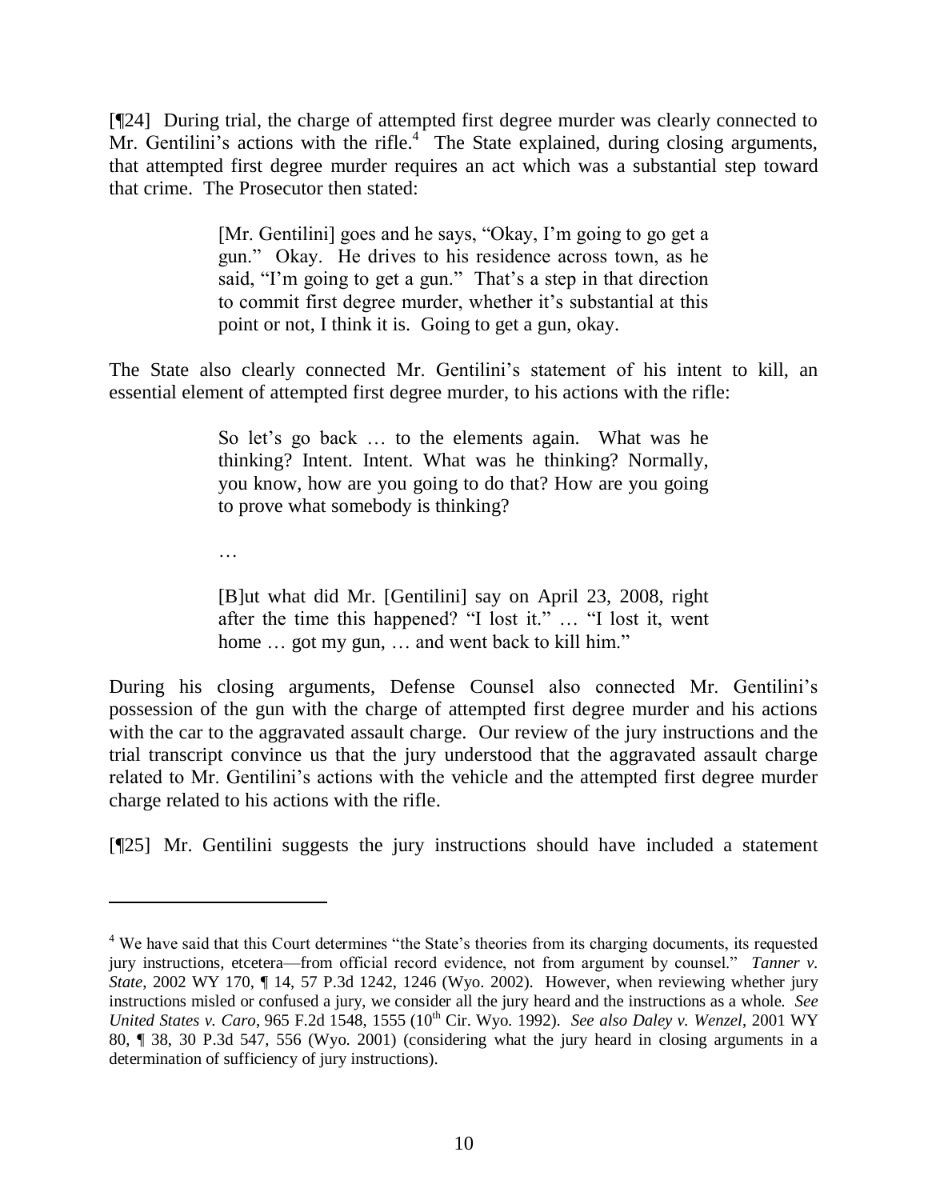[¶24] During trial, the charge of attempted first degree murder was clearly connected to Mr. Gentilini's actions with the rifle.[4] The State explained, during closing arguments, that attempted first degree murder requires an act which was a substantial step toward that crime. The Prosecutor then stated:

> [Mr. Gentilini] goes and he says, "Okay, I'm going to go get a gun." Okay. He drives to his residence across town, as he said, "I'm going to get a gun." That's a step in that direction to commit first degree murder, whether it's substantial at this point or not, I think it is. Going to get a gun, okay.

The State also clearly connected Mr. Gentilini's statement of his intent to kill, an essential element of attempted first degree murder, to his actions with the rifle:

> So let's go back … to the elements again. What was he thinking? Intent. Intent. What was he thinking? Normally, you know, how are you going to do that? How are you going to prove what somebody is thinking?
>
> …
>
> [B]ut what did Mr. [Gentilini] say on April 23, 2008, right after the time this happened? "I lost it." … "I lost it, went home … got my gun, … and went back to kill him."

During his closing arguments, Defense Counsel also connected Mr. Gentilini's possession of the gun with the charge of attempted first degree murder and his actions with the car to the aggravated assault charge. Our review of the jury instructions and the trial transcript convince us that the jury understood that the aggravated assault charge related to Mr. Gentilini's actions with the vehicle and the attempted first degree murder charge related to his actions with the rifle.

[¶25] Mr. Gentilini suggests the jury instructions should have included a statement

---

[4] We have said that this Court determines "the State's theories from its charging documents, its requested jury instructions, etcetera—from official record evidence, not from argument by counsel." *Tanner v. State*, 2002 WY 170, ¶ 14, 57 P.3d 1242, 1246 (Wyo. 2002). However, when reviewing whether jury instructions misled or confused a jury, we consider all the jury heard and the instructions as a whole. *See United States v. Caro*, 965 F.2d 1548, 1555 (10th Cir. Wyo. 1992). *See also Daley v. Wenzel*, 2001 WY 80, ¶ 38, 30 P.3d 547, 556 (Wyo. 2001) (considering what the jury heard in closing arguments in a determination of sufficiency of jury instructions).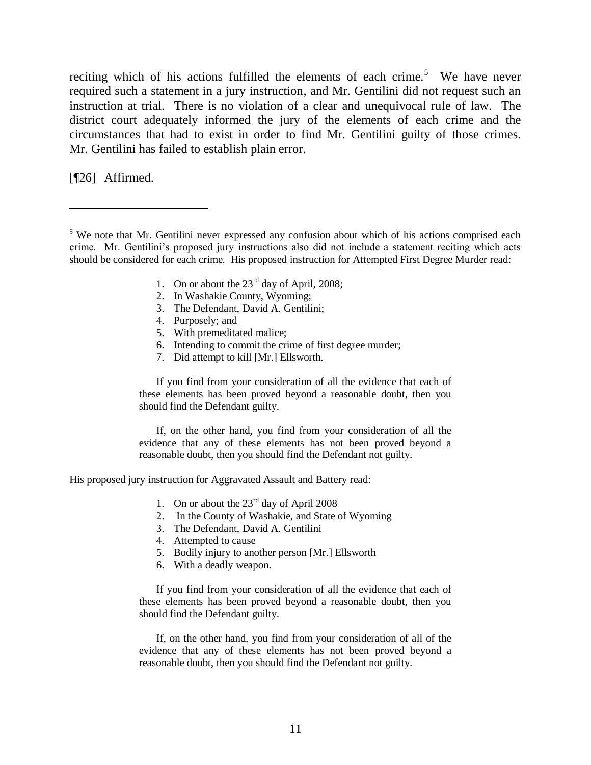reciting which of his actions fulfilled the elements of each crime.[5] We have never required such a statement in a jury instruction, and Mr. Gentilini did not request such an instruction at trial. There is no violation of a clear and unequivocal rule of law. The district court adequately informed the jury of the elements of each crime and the circumstances that had to exist in order to find Mr. Gentilini guilty of those crimes. Mr. Gentilini has failed to establish plain error.

[¶26] Affirmed.

---

[5] We note that Mr. Gentilini never expressed any confusion about which of his actions comprised each crime. Mr. Gentilini's proposed jury instructions also did not include a statement reciting which acts should be considered for each crime. His proposed instruction for Attempted First Degree Murder read:

> 1. On or about the 23rd day of April, 2008;
> 2. In Washakie County, Wyoming;
> 3. The Defendant, David A. Gentilini;
> 4. Purposely; and
> 5. With premeditated malice;
> 6. Intending to commit the crime of first degree murder;
> 7. Did attempt to kill [Mr.] Ellsworth.
>
> If you find from your consideration of all the evidence that each of these elements has been proved beyond a reasonable doubt, then you should find the Defendant guilty.
>
> If, on the other hand, you find from your consideration of all the evidence that any of these elements has not been proved beyond a reasonable doubt, then you should find the Defendant not guilty.

His proposed jury instruction for Aggravated Assault and Battery read:

> 1. On or about the 23rd day of April 2008
> 2. In the County of Washakie, and State of Wyoming
> 3. The Defendant, David A. Gentilini
> 4. Attempted to cause
> 5. Bodily injury to another person [Mr.] Ellsworth
> 6. With a deadly weapon.
>
> If you find from your consideration of all the evidence that each of these elements has been proved beyond a reasonable doubt, then you should find the Defendant guilty.
>
> If, on the other hand, you find from your consideration of all of the evidence that any of these elements has not been proved beyond a reasonable doubt, then you should find the Defendant not guilty.